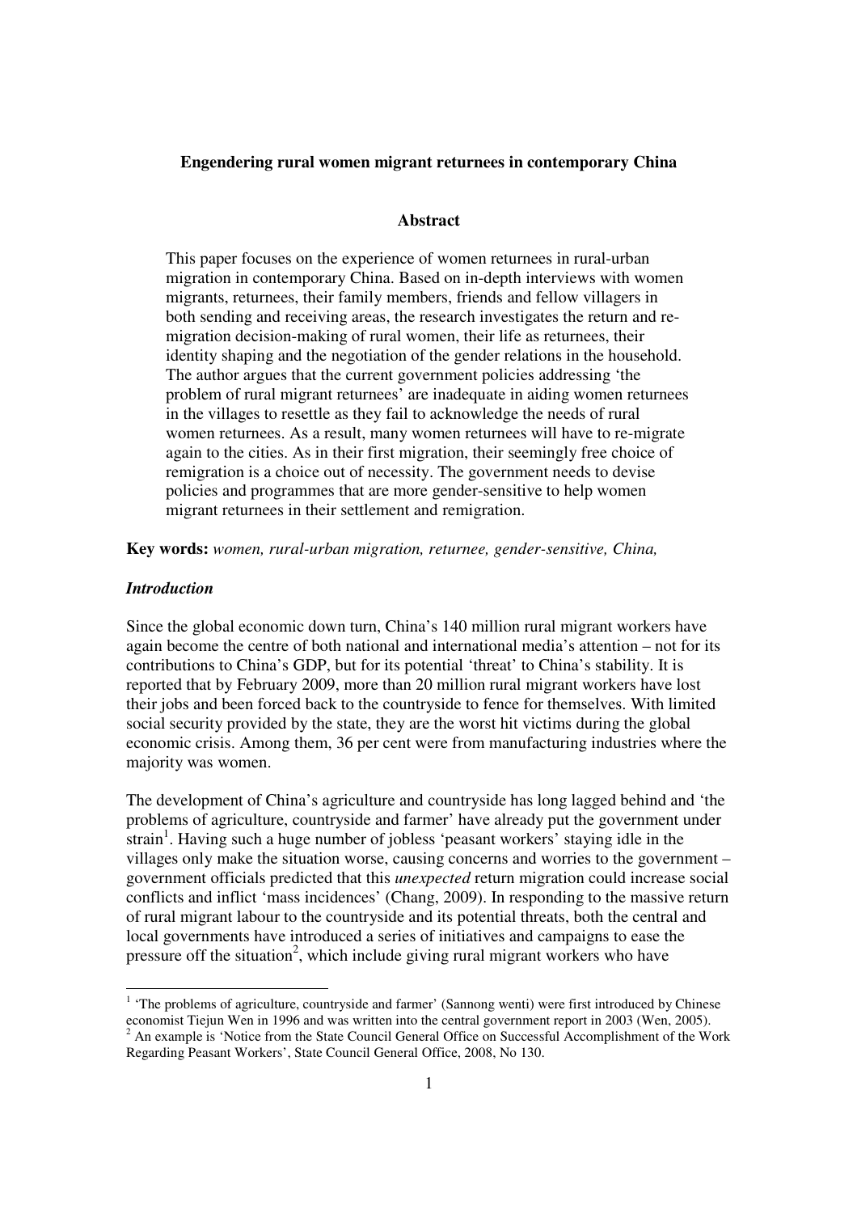**Engendering rural women migrant returnees in contemporary China**

**Abstract**

> This paper focuses on the experience of women returnees in rural-urban migration in contemporary China. Based on in-depth interviews with women migrants, returnees, their family members, friends and fellow villagers in both sending and receiving areas, the research investigates the return and re-migration decision-making of rural women, their life as returnees, their identity shaping and the negotiation of the gender relations in the household. The author argues that the current government policies addressing 'the problem of rural migrant returnees' are inadequate in aiding women returnees in the villages to resettle as they fail to acknowledge the needs of rural women returnees. As a result, many women returnees will have to re-migrate again to the cities. As in their first migration, their seemingly free choice of remigration is a choice out of necessity. The government needs to devise policies and programmes that are more gender-sensitive to help women migrant returnees in their settlement and remigration.

**Key words:** *women, rural-urban migration, returnee, gender-sensitive, China,*

***Introduction***

Since the global economic down turn, China's 140 million rural migrant workers have again become the centre of both national and international media's attention – not for its contributions to China's GDP, but for its potential 'threat' to China's stability. It is reported that by February 2009, more than 20 million rural migrant workers have lost their jobs and been forced back to the countryside to fence for themselves. With limited social security provided by the state, they are the worst hit victims during the global economic crisis. Among them, 36 per cent were from manufacturing industries where the majority was women.

The development of China's agriculture and countryside has long lagged behind and 'the problems of agriculture, countryside and farmer' have already put the government under strain[1]. Having such a huge number of jobless 'peasant workers' staying idle in the villages only make the situation worse, causing concerns and worries to the government – government officials predicted that this *unexpected* return migration could increase social conflicts and inflict 'mass incidences' (Chang, 2009). In responding to the massive return of rural migrant labour to the countryside and its potential threats, both the central and local governments have introduced a series of initiatives and campaigns to ease the pressure off the situation[2], which include giving rural migrant workers who have

[1] 'The problems of agriculture, countryside and farmer' (Sannong wenti) were first introduced by Chinese economist Tiejun Wen in 1996 and was written into the central government report in 2003 (Wen, 2005).

[2] An example is 'Notice from the State Council General Office on Successful Accomplishment of the Work Regarding Peasant Workers', State Council General Office, 2008, No 130.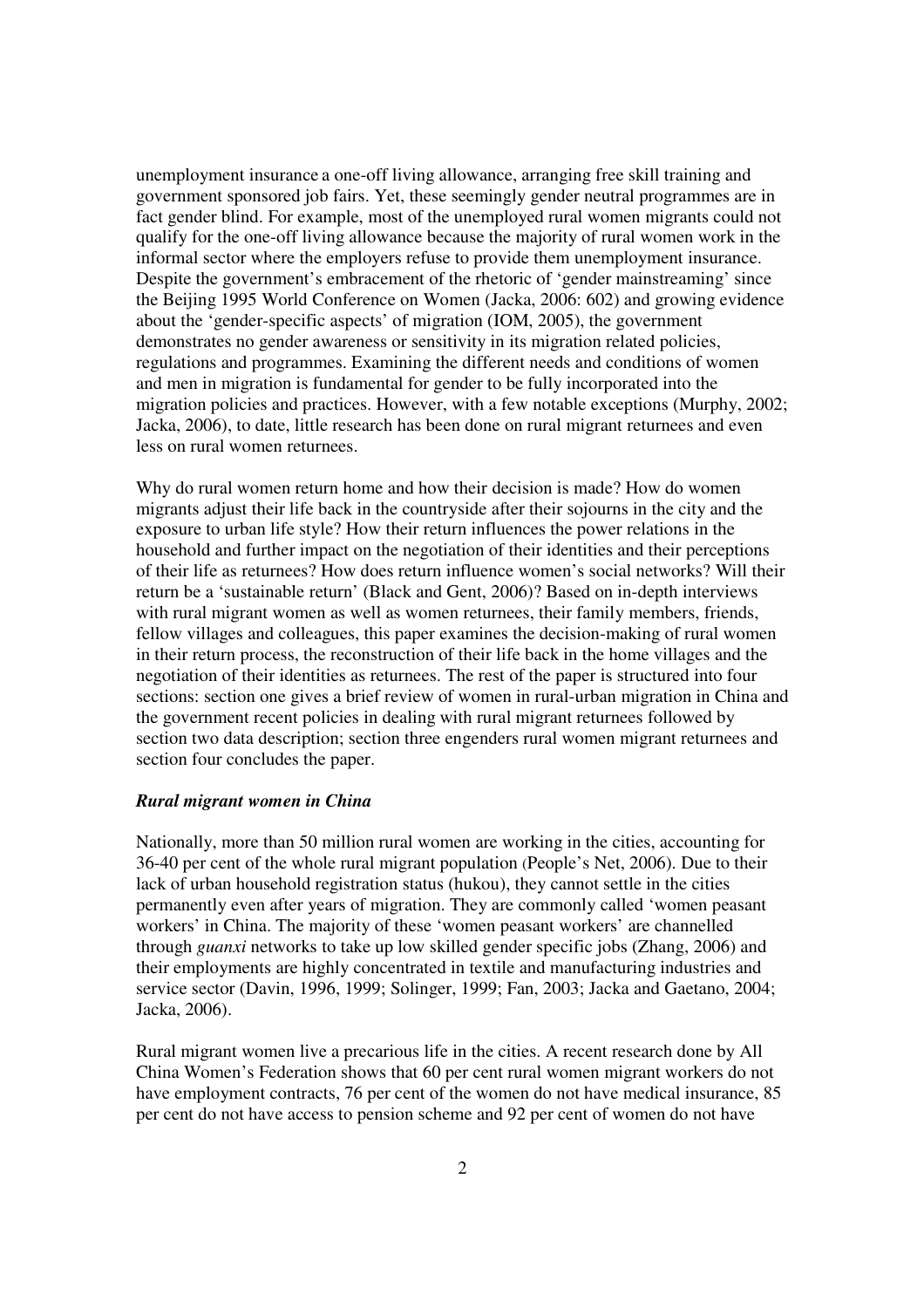unemployment insurance a one-off living allowance, arranging free skill training and government sponsored job fairs. Yet, these seemingly gender neutral programmes are in fact gender blind. For example, most of the unemployed rural women migrants could not qualify for the one-off living allowance because the majority of rural women work in the informal sector where the employers refuse to provide them unemployment insurance. Despite the government's embracement of the rhetoric of 'gender mainstreaming' since the Beijing 1995 World Conference on Women (Jacka, 2006: 602) and growing evidence about the 'gender-specific aspects' of migration (IOM, 2005), the government demonstrates no gender awareness or sensitivity in its migration related policies, regulations and programmes. Examining the different needs and conditions of women and men in migration is fundamental for gender to be fully incorporated into the migration policies and practices. However, with a few notable exceptions (Murphy, 2002; Jacka, 2006), to date, little research has been done on rural migrant returnees and even less on rural women returnees.

Why do rural women return home and how their decision is made? How do women migrants adjust their life back in the countryside after their sojourns in the city and the exposure to urban life style? How their return influences the power relations in the household and further impact on the negotiation of their identities and their perceptions of their life as returnees? How does return influence women's social networks? Will their return be a 'sustainable return' (Black and Gent, 2006)? Based on in-depth interviews with rural migrant women as well as women returnees, their family members, friends, fellow villages and colleagues, this paper examines the decision-making of rural women in their return process, the reconstruction of their life back in the home villages and the negotiation of their identities as returnees. The rest of the paper is structured into four sections: section one gives a brief review of women in rural-urban migration in China and the government recent policies in dealing with rural migrant returnees followed by section two data description; section three engenders rural women migrant returnees and section four concludes the paper.

### *Rural migrant women in China*

Nationally, more than 50 million rural women are working in the cities, accounting for 36-40 per cent of the whole rural migrant population (People's Net, 2006). Due to their lack of urban household registration status (hukou), they cannot settle in the cities permanently even after years of migration. They are commonly called 'women peasant workers' in China. The majority of these 'women peasant workers' are channelled through *guanxi* networks to take up low skilled gender specific jobs (Zhang, 2006) and their employments are highly concentrated in textile and manufacturing industries and service sector (Davin, 1996, 1999; Solinger, 1999; Fan, 2003; Jacka and Gaetano, 2004; Jacka, 2006).

Rural migrant women live a precarious life in the cities. A recent research done by All China Women's Federation shows that 60 per cent rural women migrant workers do not have employment contracts, 76 per cent of the women do not have medical insurance, 85 per cent do not have access to pension scheme and 92 per cent of women do not have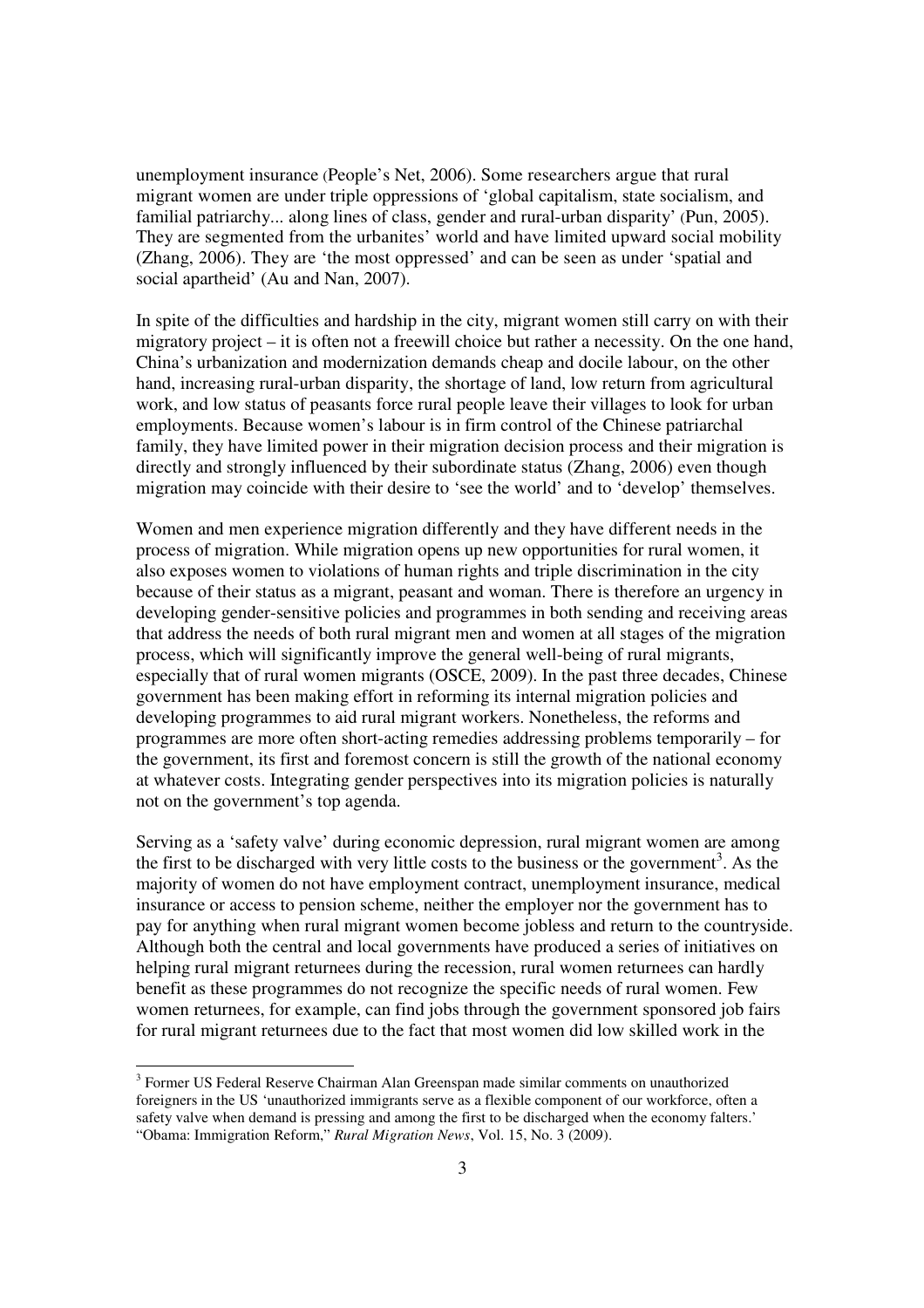unemployment insurance (People's Net, 2006). Some researchers argue that rural migrant women are under triple oppressions of 'global capitalism, state socialism, and familial patriarchy... along lines of class, gender and rural-urban disparity' (Pun, 2005). They are segmented from the urbanites' world and have limited upward social mobility (Zhang, 2006). They are 'the most oppressed' and can be seen as under 'spatial and social apartheid' (Au and Nan, 2007).

In spite of the difficulties and hardship in the city, migrant women still carry on with their migratory project – it is often not a freewill choice but rather a necessity. On the one hand, China's urbanization and modernization demands cheap and docile labour, on the other hand, increasing rural-urban disparity, the shortage of land, low return from agricultural work, and low status of peasants force rural people leave their villages to look for urban employments. Because women's labour is in firm control of the Chinese patriarchal family, they have limited power in their migration decision process and their migration is directly and strongly influenced by their subordinate status (Zhang, 2006) even though migration may coincide with their desire to 'see the world' and to 'develop' themselves.

Women and men experience migration differently and they have different needs in the process of migration. While migration opens up new opportunities for rural women, it also exposes women to violations of human rights and triple discrimination in the city because of their status as a migrant, peasant and woman. There is therefore an urgency in developing gender-sensitive policies and programmes in both sending and receiving areas that address the needs of both rural migrant men and women at all stages of the migration process, which will significantly improve the general well-being of rural migrants, especially that of rural women migrants (OSCE, 2009). In the past three decades, Chinese government has been making effort in reforming its internal migration policies and developing programmes to aid rural migrant workers. Nonetheless, the reforms and programmes are more often short-acting remedies addressing problems temporarily – for the government, its first and foremost concern is still the growth of the national economy at whatever costs. Integrating gender perspectives into its migration policies is naturally not on the government's top agenda.

Serving as a 'safety valve' during economic depression, rural migrant women are among the first to be discharged with very little costs to the business or the government[3]. As the majority of women do not have employment contract, unemployment insurance, medical insurance or access to pension scheme, neither the employer nor the government has to pay for anything when rural migrant women become jobless and return to the countryside. Although both the central and local governments have produced a series of initiatives on helping rural migrant returnees during the recession, rural women returnees can hardly benefit as these programmes do not recognize the specific needs of rural women. Few women returnees, for example, can find jobs through the government sponsored job fairs for rural migrant returnees due to the fact that most women did low skilled work in the

---

[3] Former US Federal Reserve Chairman Alan Greenspan made similar comments on unauthorized foreigners in the US 'unauthorized immigrants serve as a flexible component of our workforce, often a safety valve when demand is pressing and among the first to be discharged when the economy falters.' "Obama: Immigration Reform," *Rural Migration News*, Vol. 15, No. 3 (2009).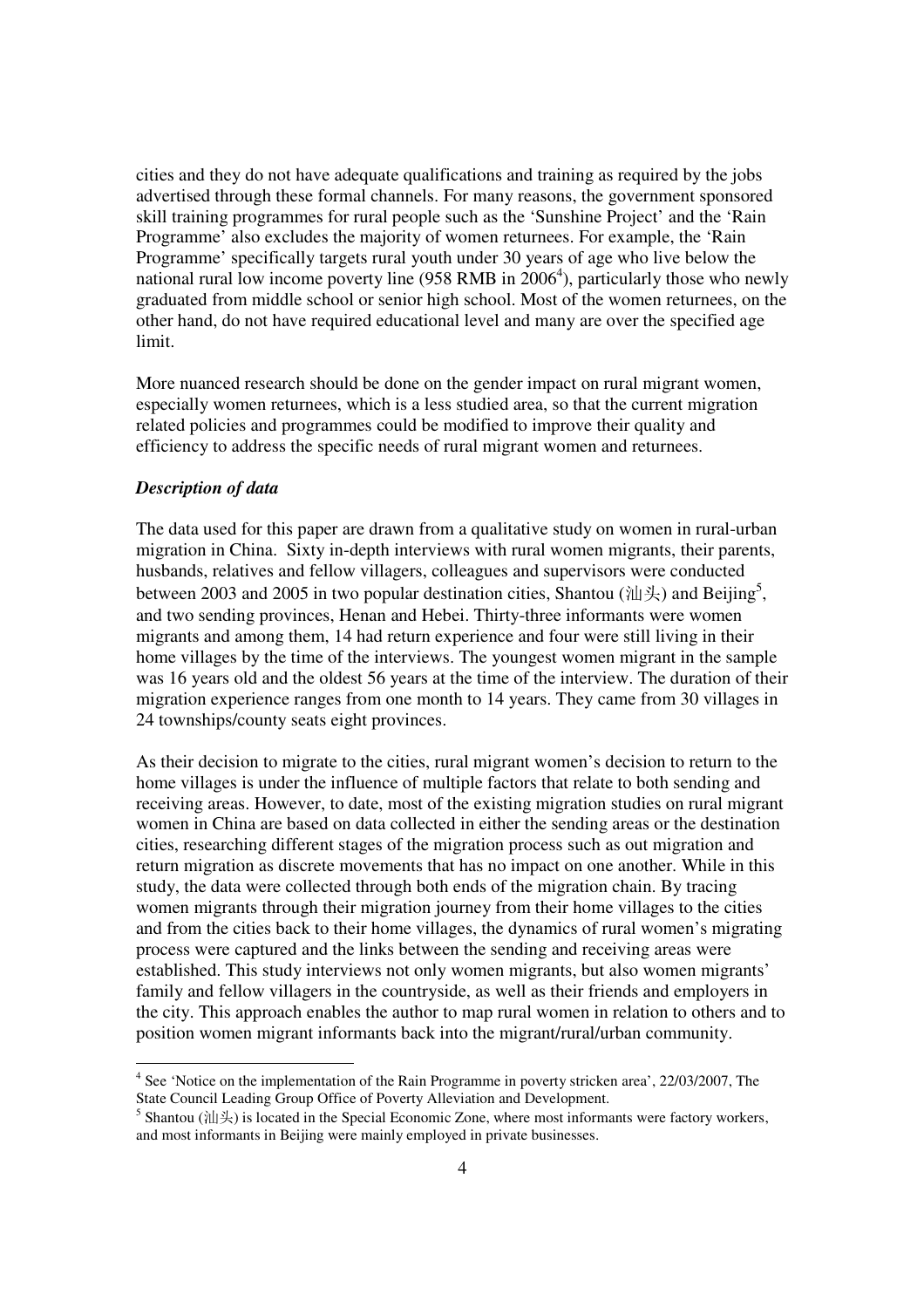cities and they do not have adequate qualifications and training as required by the jobs advertised through these formal channels. For many reasons, the government sponsored skill training programmes for rural people such as the 'Sunshine Project' and the 'Rain Programme' also excludes the majority of women returnees. For example, the 'Rain Programme' specifically targets rural youth under 30 years of age who live below the national rural low income poverty line (958 RMB in 2006[4]), particularly those who newly graduated from middle school or senior high school. Most of the women returnees, on the other hand, do not have required educational level and many are over the specified age limit.

More nuanced research should be done on the gender impact on rural migrant women, especially women returnees, which is a less studied area, so that the current migration related policies and programmes could be modified to improve their quality and efficiency to address the specific needs of rural migrant women and returnees.

### *Description of data*

The data used for this paper are drawn from a qualitative study on women in rural-urban migration in China. Sixty in-depth interviews with rural women migrants, their parents, husbands, relatives and fellow villagers, colleagues and supervisors were conducted between 2003 and 2005 in two popular destination cities, Shantou (汕头) and Beijing[5], and two sending provinces, Henan and Hebei. Thirty-three informants were women migrants and among them, 14 had return experience and four were still living in their home villages by the time of the interviews. The youngest women migrant in the sample was 16 years old and the oldest 56 years at the time of the interview. The duration of their migration experience ranges from one month to 14 years. They came from 30 villages in 24 townships/county seats eight provinces.

As their decision to migrate to the cities, rural migrant women's decision to return to the home villages is under the influence of multiple factors that relate to both sending and receiving areas. However, to date, most of the existing migration studies on rural migrant women in China are based on data collected in either the sending areas or the destination cities, researching different stages of the migration process such as out migration and return migration as discrete movements that has no impact on one another. While in this study, the data were collected through both ends of the migration chain. By tracing women migrants through their migration journey from their home villages to the cities and from the cities back to their home villages, the dynamics of rural women's migrating process were captured and the links between the sending and receiving areas were established. This study interviews not only women migrants, but also women migrants' family and fellow villagers in the countryside, as well as their friends and employers in the city. This approach enables the author to map rural women in relation to others and to position women migrant informants back into the migrant/rural/urban community.

---

[4] See 'Notice on the implementation of the Rain Programme in poverty stricken area', 22/03/2007, The State Council Leading Group Office of Poverty Alleviation and Development.

[5] Shantou (汕头) is located in the Special Economic Zone, where most informants were factory workers, and most informants in Beijing were mainly employed in private businesses.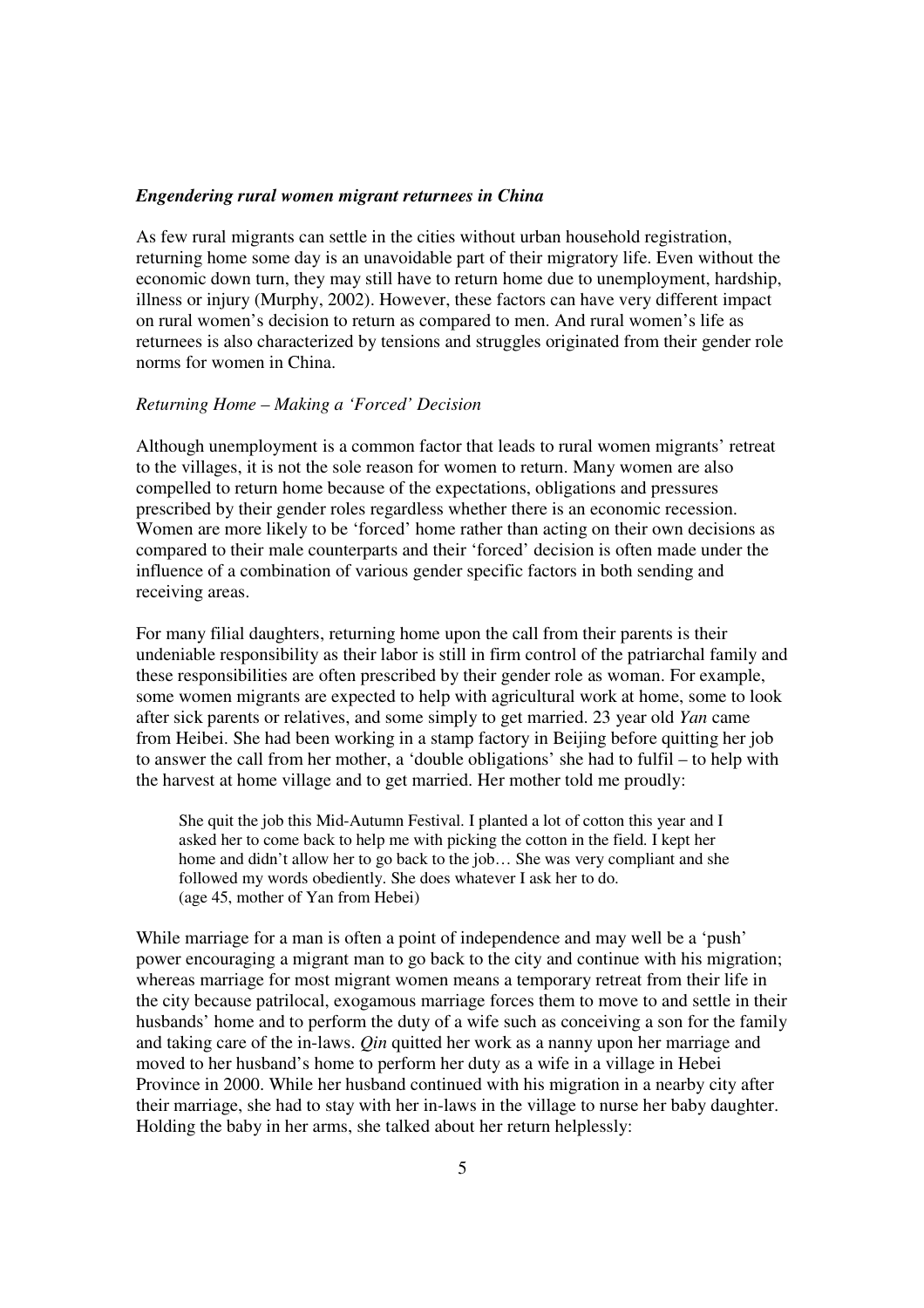***Engendering rural women migrant returnees in China***

As few rural migrants can settle in the cities without urban household registration, returning home some day is an unavoidable part of their migratory life. Even without the economic down turn, they may still have to return home due to unemployment, hardship, illness or injury (Murphy, 2002). However, these factors can have very different impact on rural women's decision to return as compared to men. And rural women's life as returnees is also characterized by tensions and struggles originated from their gender role norms for women in China.

*Returning Home – Making a 'Forced' Decision*

Although unemployment is a common factor that leads to rural women migrants' retreat to the villages, it is not the sole reason for women to return. Many women are also compelled to return home because of the expectations, obligations and pressures prescribed by their gender roles regardless whether there is an economic recession. Women are more likely to be 'forced' home rather than acting on their own decisions as compared to their male counterparts and their 'forced' decision is often made under the influence of a combination of various gender specific factors in both sending and receiving areas.

For many filial daughters, returning home upon the call from their parents is their undeniable responsibility as their labor is still in firm control of the patriarchal family and these responsibilities are often prescribed by their gender role as woman. For example, some women migrants are expected to help with agricultural work at home, some to look after sick parents or relatives, and some simply to get married. 23 year old *Yan* came from Heibei. She had been working in a stamp factory in Beijing before quitting her job to answer the call from her mother, a 'double obligations' she had to fulfil – to help with the harvest at home village and to get married. Her mother told me proudly:

> She quit the job this Mid-Autumn Festival. I planted a lot of cotton this year and I asked her to come back to help me with picking the cotton in the field. I kept her home and didn't allow her to go back to the job… She was very compliant and she followed my words obediently. She does whatever I ask her to do.
> (age 45, mother of Yan from Hebei)

While marriage for a man is often a point of independence and may well be a 'push' power encouraging a migrant man to go back to the city and continue with his migration; whereas marriage for most migrant women means a temporary retreat from their life in the city because patrilocal, exogamous marriage forces them to move to and settle in their husbands' home and to perform the duty of a wife such as conceiving a son for the family and taking care of the in-laws. *Qin* quitted her work as a nanny upon her marriage and moved to her husband's home to perform her duty as a wife in a village in Hebei Province in 2000. While her husband continued with his migration in a nearby city after their marriage, she had to stay with her in-laws in the village to nurse her baby daughter. Holding the baby in her arms, she talked about her return helplessly: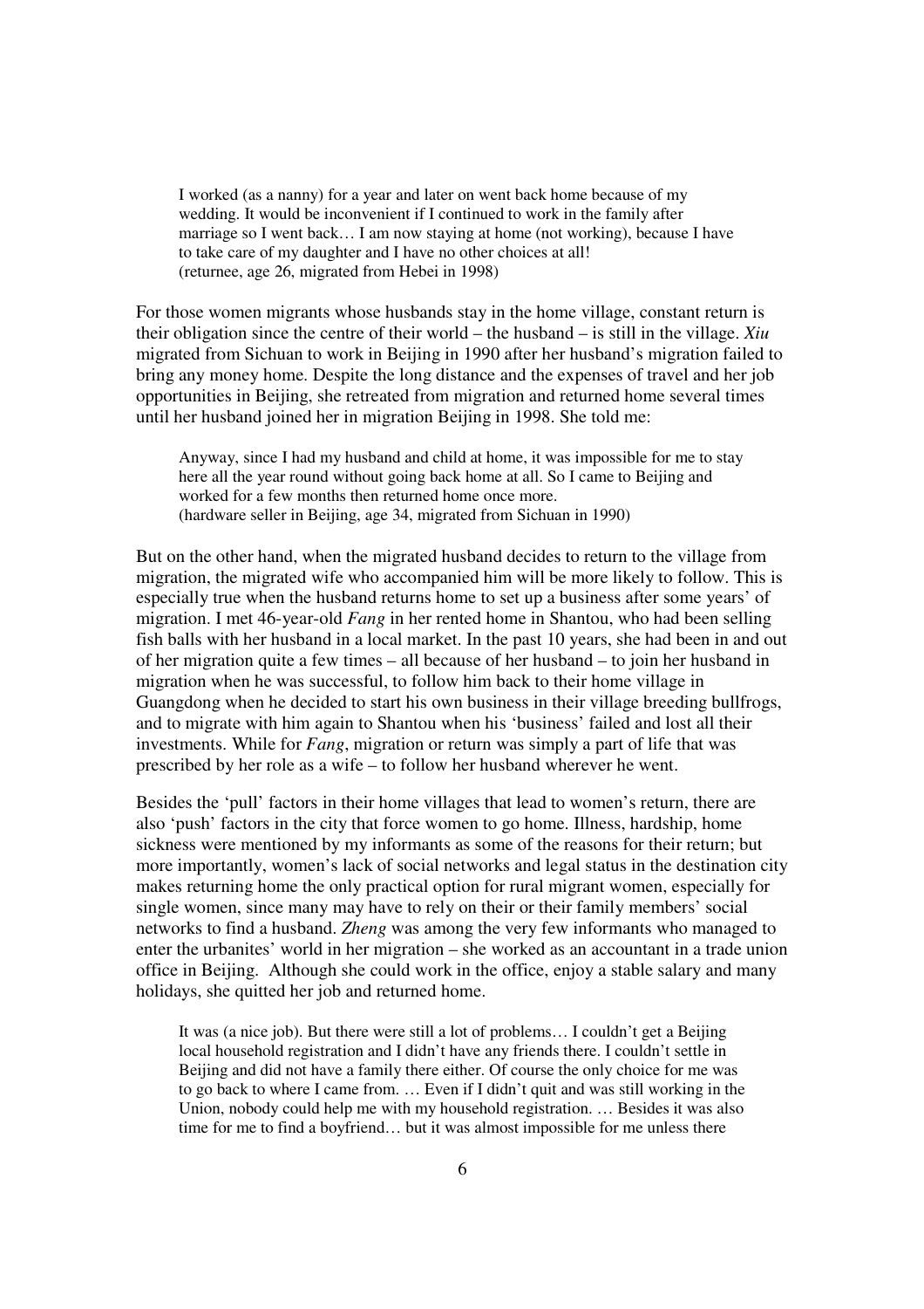> I worked (as a nanny) for a year and later on went back home because of my wedding. It would be inconvenient if I continued to work in the family after marriage so I went back… I am now staying at home (not working), because I have to take care of my daughter and I have no other choices at all!
> (returnee, age 26, migrated from Hebei in 1998)

For those women migrants whose husbands stay in the home village, constant return is their obligation since the centre of their world – the husband – is still in the village. *Xiu* migrated from Sichuan to work in Beijing in 1990 after her husband's migration failed to bring any money home. Despite the long distance and the expenses of travel and her job opportunities in Beijing, she retreated from migration and returned home several times until her husband joined her in migration Beijing in 1998. She told me:

> Anyway, since I had my husband and child at home, it was impossible for me to stay here all the year round without going back home at all. So I came to Beijing and worked for a few months then returned home once more.
> (hardware seller in Beijing, age 34, migrated from Sichuan in 1990)

But on the other hand, when the migrated husband decides to return to the village from migration, the migrated wife who accompanied him will be more likely to follow. This is especially true when the husband returns home to set up a business after some years' of migration. I met 46-year-old *Fang* in her rented home in Shantou, who had been selling fish balls with her husband in a local market. In the past 10 years, she had been in and out of her migration quite a few times – all because of her husband – to join her husband in migration when he was successful, to follow him back to their home village in Guangdong when he decided to start his own business in their village breeding bullfrogs, and to migrate with him again to Shantou when his 'business' failed and lost all their investments. While for *Fang*, migration or return was simply a part of life that was prescribed by her role as a wife – to follow her husband wherever he went.

Besides the 'pull' factors in their home villages that lead to women's return, there are also 'push' factors in the city that force women to go home. Illness, hardship, home sickness were mentioned by my informants as some of the reasons for their return; but more importantly, women's lack of social networks and legal status in the destination city makes returning home the only practical option for rural migrant women, especially for single women, since many may have to rely on their or their family members' social networks to find a husband. *Zheng* was among the very few informants who managed to enter the urbanites' world in her migration – she worked as an accountant in a trade union office in Beijing. Although she could work in the office, enjoy a stable salary and many holidays, she quitted her job and returned home.

> It was (a nice job). But there were still a lot of problems… I couldn't get a Beijing local household registration and I didn't have any friends there. I couldn't settle in Beijing and did not have a family there either. Of course the only choice for me was to go back to where I came from. … Even if I didn't quit and was still working in the Union, nobody could help me with my household registration. … Besides it was also time for me to find a boyfriend… but it was almost impossible for me unless there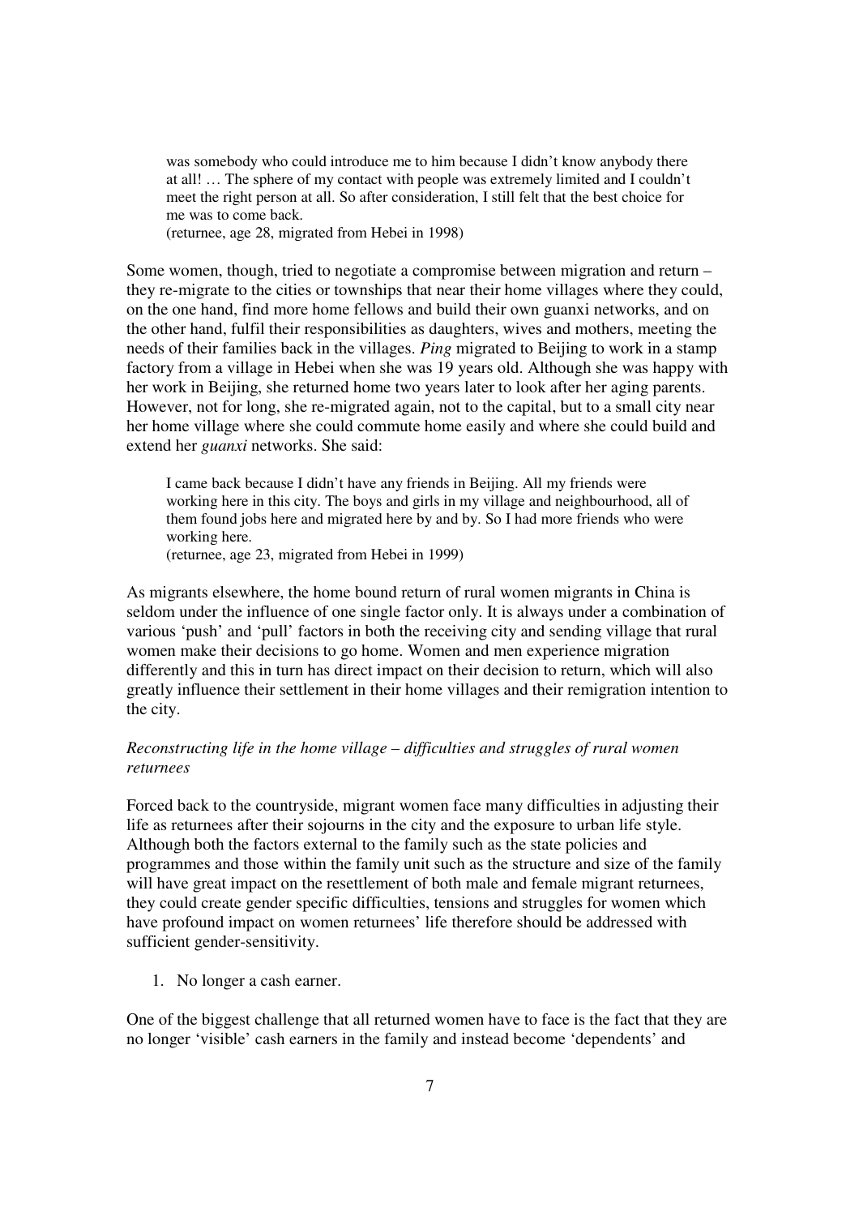> was somebody who could introduce me to him because I didn't know anybody there at all! … The sphere of my contact with people was extremely limited and I couldn't meet the right person at all. So after consideration, I still felt that the best choice for me was to come back.
> (returnee, age 28, migrated from Hebei in 1998)

Some women, though, tried to negotiate a compromise between migration and return – they re-migrate to the cities or townships that near their home villages where they could, on the one hand, find more home fellows and build their own guanxi networks, and on the other hand, fulfil their responsibilities as daughters, wives and mothers, meeting the needs of their families back in the villages. *Ping* migrated to Beijing to work in a stamp factory from a village in Hebei when she was 19 years old. Although she was happy with her work in Beijing, she returned home two years later to look after her aging parents. However, not for long, she re-migrated again, not to the capital, but to a small city near her home village where she could commute home easily and where she could build and extend her *guanxi* networks. She said:

> I came back because I didn't have any friends in Beijing. All my friends were working here in this city. The boys and girls in my village and neighbourhood, all of them found jobs here and migrated here by and by. So I had more friends who were working here.
> (returnee, age 23, migrated from Hebei in 1999)

As migrants elsewhere, the home bound return of rural women migrants in China is seldom under the influence of one single factor only. It is always under a combination of various 'push' and 'pull' factors in both the receiving city and sending village that rural women make their decisions to go home. Women and men experience migration differently and this in turn has direct impact on their decision to return, which will also greatly influence their settlement in their home villages and their remigration intention to the city.

*Reconstructing life in the home village – difficulties and struggles of rural women returnees*

Forced back to the countryside, migrant women face many difficulties in adjusting their life as returnees after their sojourns in the city and the exposure to urban life style. Although both the factors external to the family such as the state policies and programmes and those within the family unit such as the structure and size of the family will have great impact on the resettlement of both male and female migrant returnees, they could create gender specific difficulties, tensions and struggles for women which have profound impact on women returnees' life therefore should be addressed with sufficient gender-sensitivity.

1. No longer a cash earner.

One of the biggest challenge that all returned women have to face is the fact that they are no longer 'visible' cash earners in the family and instead become 'dependents' and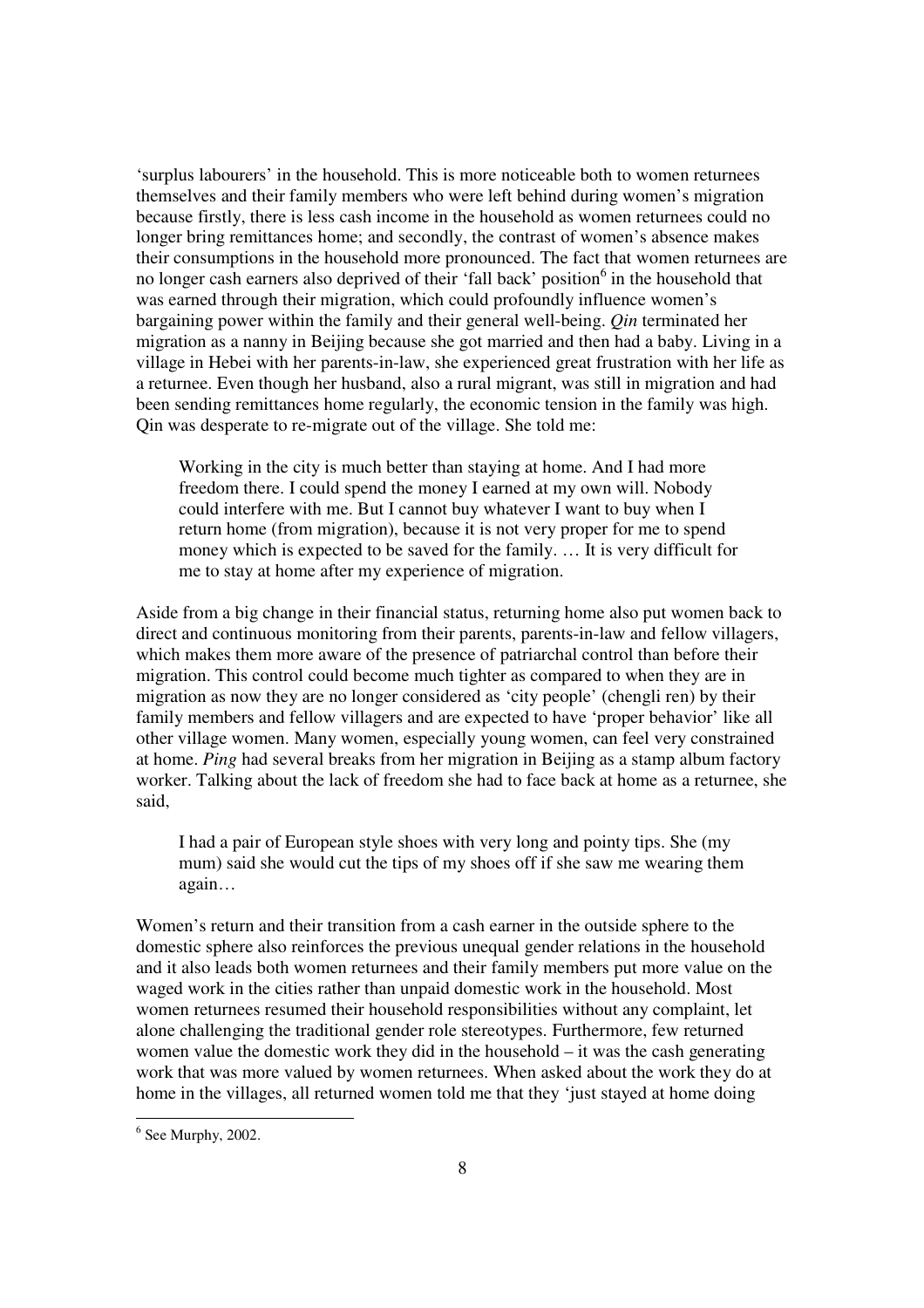'surplus labourers' in the household. This is more noticeable both to women returnees themselves and their family members who were left behind during women's migration because firstly, there is less cash income in the household as women returnees could no longer bring remittances home; and secondly, the contrast of women's absence makes their consumptions in the household more pronounced. The fact that women returnees are no longer cash earners also deprived of their 'fall back' position[6] in the household that was earned through their migration, which could profoundly influence women's bargaining power within the family and their general well-being. *Qin* terminated her migration as a nanny in Beijing because she got married and then had a baby. Living in a village in Hebei with her parents-in-law, she experienced great frustration with her life as a returnee. Even though her husband, also a rural migrant, was still in migration and had been sending remittances home regularly, the economic tension in the family was high. Qin was desperate to re-migrate out of the village. She told me:

> Working in the city is much better than staying at home. And I had more freedom there. I could spend the money I earned at my own will. Nobody could interfere with me. But I cannot buy whatever I want to buy when I return home (from migration), because it is not very proper for me to spend money which is expected to be saved for the family. … It is very difficult for me to stay at home after my experience of migration.

Aside from a big change in their financial status, returning home also put women back to direct and continuous monitoring from their parents, parents-in-law and fellow villagers, which makes them more aware of the presence of patriarchal control than before their migration. This control could become much tighter as compared to when they are in migration as now they are no longer considered as 'city people' (chengli ren) by their family members and fellow villagers and are expected to have 'proper behavior' like all other village women. Many women, especially young women, can feel very constrained at home. *Ping* had several breaks from her migration in Beijing as a stamp album factory worker. Talking about the lack of freedom she had to face back at home as a returnee, she said,

> I had a pair of European style shoes with very long and pointy tips. She (my mum) said she would cut the tips of my shoes off if she saw me wearing them again…

Women's return and their transition from a cash earner in the outside sphere to the domestic sphere also reinforces the previous unequal gender relations in the household and it also leads both women returnees and their family members put more value on the waged work in the cities rather than unpaid domestic work in the household. Most women returnees resumed their household responsibilities without any complaint, let alone challenging the traditional gender role stereotypes. Furthermore, few returned women value the domestic work they did in the household – it was the cash generating work that was more valued by women returnees. When asked about the work they do at home in the villages, all returned women told me that they 'just stayed at home doing

---

[6] See Murphy, 2002.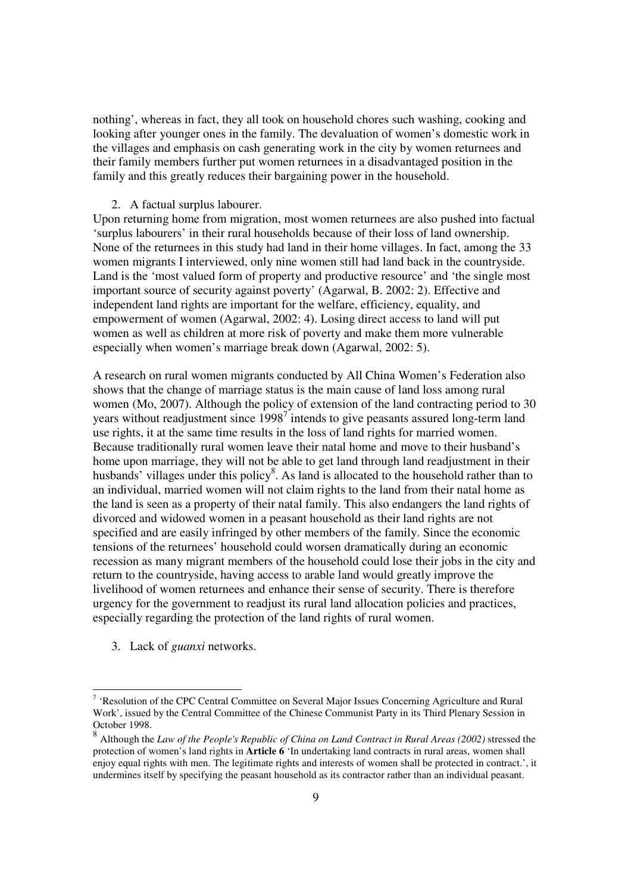nothing', whereas in fact, they all took on household chores such washing, cooking and looking after younger ones in the family. The devaluation of women's domestic work in the villages and emphasis on cash generating work in the city by women returnees and their family members further put women returnees in a disadvantaged position in the family and this greatly reduces their bargaining power in the household.

2. A factual surplus labourer.

Upon returning home from migration, most women returnees are also pushed into factual 'surplus labourers' in their rural households because of their loss of land ownership. None of the returnees in this study had land in their home villages. In fact, among the 33 women migrants I interviewed, only nine women still had land back in the countryside. Land is the 'most valued form of property and productive resource' and 'the single most important source of security against poverty' (Agarwal, B. 2002: 2). Effective and independent land rights are important for the welfare, efficiency, equality, and empowerment of women (Agarwal, 2002: 4). Losing direct access to land will put women as well as children at more risk of poverty and make them more vulnerable especially when women's marriage break down (Agarwal, 2002: 5).

A research on rural women migrants conducted by All China Women's Federation also shows that the change of marriage status is the main cause of land loss among rural women (Mo, 2007). Although the policy of extension of the land contracting period to 30 years without readjustment since 1998[7] intends to give peasants assured long-term land use rights, it at the same time results in the loss of land rights for married women. Because traditionally rural women leave their natal home and move to their husband's home upon marriage, they will not be able to get land through land readjustment in their husbands' villages under this policy[8]. As land is allocated to the household rather than to an individual, married women will not claim rights to the land from their natal home as the land is seen as a property of their natal family. This also endangers the land rights of divorced and widowed women in a peasant household as their land rights are not specified and are easily infringed by other members of the family. Since the economic tensions of the returnees' household could worsen dramatically during an economic recession as many migrant members of the household could lose their jobs in the city and return to the countryside, having access to arable land would greatly improve the livelihood of women returnees and enhance their sense of security. There is therefore urgency for the government to readjust its rural land allocation policies and practices, especially regarding the protection of the land rights of rural women.

3. Lack of *guanxi* networks.

---

[7] 'Resolution of the CPC Central Committee on Several Major Issues Concerning Agriculture and Rural Work', issued by the Central Committee of the Chinese Communist Party in its Third Plenary Session in October 1998.

[8] Although the *Law of the People's Republic of China on Land Contract in Rural Areas (2002)* stressed the protection of women's land rights in **Article 6** 'In undertaking land contracts in rural areas, women shall enjoy equal rights with men. The legitimate rights and interests of women shall be protected in contract.', it undermines itself by specifying the peasant household as its contractor rather than an individual peasant.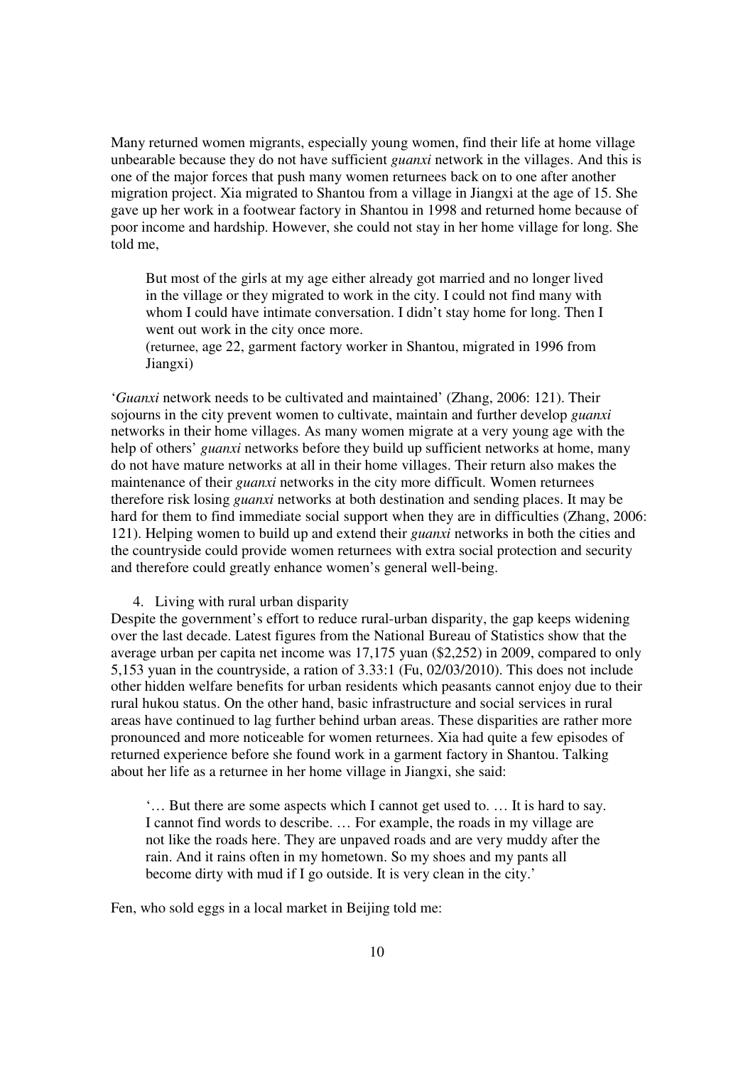Many returned women migrants, especially young women, find their life at home village unbearable because they do not have sufficient *guanxi* network in the villages. And this is one of the major forces that push many women returnees back on to one after another migration project. Xia migrated to Shantou from a village in Jiangxi at the age of 15. She gave up her work in a footwear factory in Shantou in 1998 and returned home because of poor income and hardship. However, she could not stay in her home village for long. She told me,

> But most of the girls at my age either already got married and no longer lived in the village or they migrated to work in the city. I could not find many with whom I could have intimate conversation. I didn't stay home for long. Then I went out work in the city once more.
> (returnee, age 22, garment factory worker in Shantou, migrated in 1996 from Jiangxi)

'*Guanxi* network needs to be cultivated and maintained' (Zhang, 2006: 121). Their sojourns in the city prevent women to cultivate, maintain and further develop *guanxi* networks in their home villages. As many women migrate at a very young age with the help of others' *guanxi* networks before they build up sufficient networks at home, many do not have mature networks at all in their home villages. Their return also makes the maintenance of their *guanxi* networks in the city more difficult. Women returnees therefore risk losing *guanxi* networks at both destination and sending places. It may be hard for them to find immediate social support when they are in difficulties (Zhang, 2006: 121). Helping women to build up and extend their *guanxi* networks in both the cities and the countryside could provide women returnees with extra social protection and security and therefore could greatly enhance women's general well-being.

4. Living with rural urban disparity

Despite the government's effort to reduce rural-urban disparity, the gap keeps widening over the last decade. Latest figures from the National Bureau of Statistics show that the average urban per capita net income was 17,175 yuan ($2,252) in 2009, compared to only 5,153 yuan in the countryside, a ration of 3.33:1 (Fu, 02/03/2010). This does not include other hidden welfare benefits for urban residents which peasants cannot enjoy due to their rural hukou status. On the other hand, basic infrastructure and social services in rural areas have continued to lag further behind urban areas. These disparities are rather more pronounced and more noticeable for women returnees. Xia had quite a few episodes of returned experience before she found work in a garment factory in Shantou. Talking about her life as a returnee in her home village in Jiangxi, she said:

> '… But there are some aspects which I cannot get used to. … It is hard to say. I cannot find words to describe. … For example, the roads in my village are not like the roads here. They are unpaved roads and are very muddy after the rain. And it rains often in my hometown. So my shoes and my pants all become dirty with mud if I go outside. It is very clean in the city.'

Fen, who sold eggs in a local market in Beijing told me: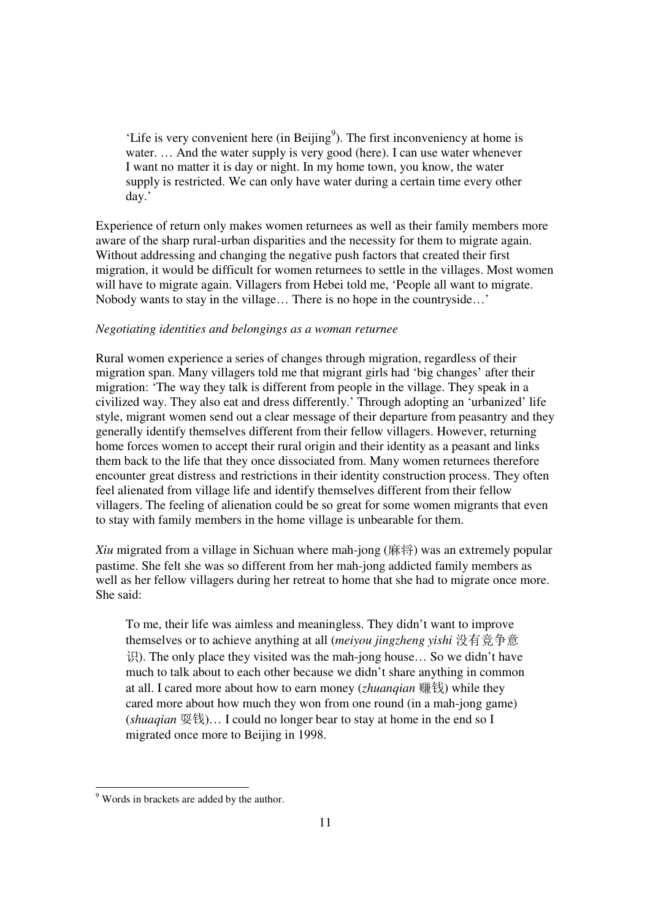> 'Life is very convenient here (in Beijing[9]). The first inconveniency at home is water. … And the water supply is very good (here). I can use water whenever I want no matter it is day or night. In my home town, you know, the water supply is restricted. We can only have water during a certain time every other day.'

Experience of return only makes women returnees as well as their family members more aware of the sharp rural-urban disparities and the necessity for them to migrate again. Without addressing and changing the negative push factors that created their first migration, it would be difficult for women returnees to settle in the villages. Most women will have to migrate again. Villagers from Hebei told me, 'People all want to migrate. Nobody wants to stay in the village… There is no hope in the countryside…'

*Negotiating identities and belongings as a woman returnee*

Rural women experience a series of changes through migration, regardless of their migration span. Many villagers told me that migrant girls had 'big changes' after their migration: 'The way they talk is different from people in the village. They speak in a civilized way. They also eat and dress differently.' Through adopting an 'urbanized' life style, migrant women send out a clear message of their departure from peasantry and they generally identify themselves different from their fellow villagers. However, returning home forces women to accept their rural origin and their identity as a peasant and links them back to the life that they once dissociated from. Many women returnees therefore encounter great distress and restrictions in their identity construction process. They often feel alienated from village life and identify themselves different from their fellow villagers. The feeling of alienation could be so great for some women migrants that even to stay with family members in the home village is unbearable for them.

*Xiu* migrated from a village in Sichuan where mah-jong (麻将) was an extremely popular pastime. She felt she was so different from her mah-jong addicted family members as well as her fellow villagers during her retreat to home that she had to migrate once more. She said:

> To me, their life was aimless and meaningless. They didn't want to improve themselves or to achieve anything at all (*meiyou jingzheng yishi* 没有竞争意识). The only place they visited was the mah-jong house… So we didn't have much to talk about to each other because we didn't share anything in common at all. I cared more about how to earn money (*zhuanqian* 赚钱) while they cared more about how much they won from one round (in a mah-jong game) (*shuaqian* 耍钱)… I could no longer bear to stay at home in the end so I migrated once more to Beijing in 1998.

[9] Words in brackets are added by the author.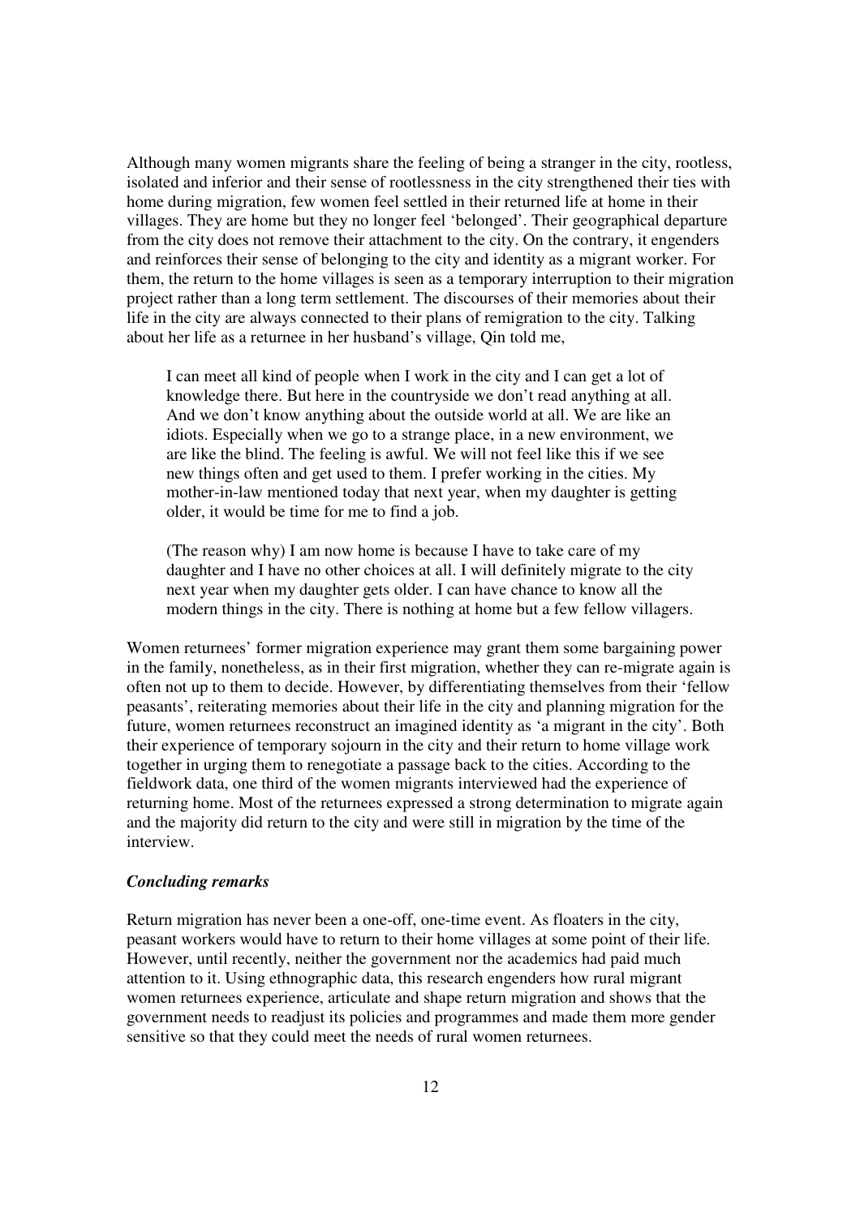Although many women migrants share the feeling of being a stranger in the city, rootless, isolated and inferior and their sense of rootlessness in the city strengthened their ties with home during migration, few women feel settled in their returned life at home in their villages. They are home but they no longer feel 'belonged'. Their geographical departure from the city does not remove their attachment to the city. On the contrary, it engenders and reinforces their sense of belonging to the city and identity as a migrant worker. For them, the return to the home villages is seen as a temporary interruption to their migration project rather than a long term settlement. The discourses of their memories about their life in the city are always connected to their plans of remigration to the city. Talking about her life as a returnee in her husband's village, Qin told me,

> I can meet all kind of people when I work in the city and I can get a lot of knowledge there. But here in the countryside we don't read anything at all. And we don't know anything about the outside world at all. We are like an idiots. Especially when we go to a strange place, in a new environment, we are like the blind. The feeling is awful. We will not feel like this if we see new things often and get used to them. I prefer working in the cities. My mother-in-law mentioned today that next year, when my daughter is getting older, it would be time for me to find a job.
>
> (The reason why) I am now home is because I have to take care of my daughter and I have no other choices at all. I will definitely migrate to the city next year when my daughter gets older. I can have chance to know all the modern things in the city. There is nothing at home but a few fellow villagers.

Women returnees' former migration experience may grant them some bargaining power in the family, nonetheless, as in their first migration, whether they can re-migrate again is often not up to them to decide. However, by differentiating themselves from their 'fellow peasants', reiterating memories about their life in the city and planning migration for the future, women returnees reconstruct an imagined identity as 'a migrant in the city'. Both their experience of temporary sojourn in the city and their return to home village work together in urging them to renegotiate a passage back to the cities. According to the fieldwork data, one third of the women migrants interviewed had the experience of returning home. Most of the returnees expressed a strong determination to migrate again and the majority did return to the city and were still in migration by the time of the interview.

***Concluding remarks***

Return migration has never been a one-off, one-time event. As floaters in the city, peasant workers would have to return to their home villages at some point of their life. However, until recently, neither the government nor the academics had paid much attention to it. Using ethnographic data, this research engenders how rural migrant women returnees experience, articulate and shape return migration and shows that the government needs to readjust its policies and programmes and made them more gender sensitive so that they could meet the needs of rural women returnees.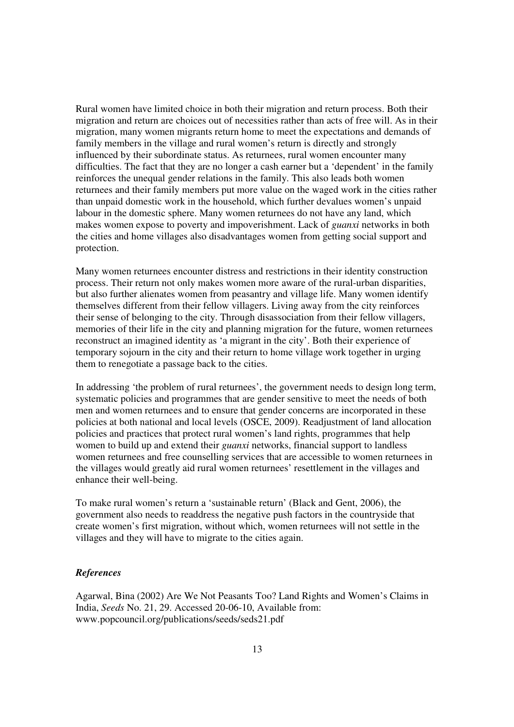Rural women have limited choice in both their migration and return process. Both their migration and return are choices out of necessities rather than acts of free will. As in their migration, many women migrants return home to meet the expectations and demands of family members in the village and rural women's return is directly and strongly influenced by their subordinate status. As returnees, rural women encounter many difficulties. The fact that they are no longer a cash earner but a 'dependent' in the family reinforces the unequal gender relations in the family. This also leads both women returnees and their family members put more value on the waged work in the cities rather than unpaid domestic work in the household, which further devalues women's unpaid labour in the domestic sphere. Many women returnees do not have any land, which makes women expose to poverty and impoverishment. Lack of *guanxi* networks in both the cities and home villages also disadvantages women from getting social support and protection.

Many women returnees encounter distress and restrictions in their identity construction process. Their return not only makes women more aware of the rural-urban disparities, but also further alienates women from peasantry and village life. Many women identify themselves different from their fellow villagers. Living away from the city reinforces their sense of belonging to the city. Through disassociation from their fellow villagers, memories of their life in the city and planning migration for the future, women returnees reconstruct an imagined identity as 'a migrant in the city'. Both their experience of temporary sojourn in the city and their return to home village work together in urging them to renegotiate a passage back to the cities.

In addressing 'the problem of rural returnees', the government needs to design long term, systematic policies and programmes that are gender sensitive to meet the needs of both men and women returnees and to ensure that gender concerns are incorporated in these policies at both national and local levels (OSCE, 2009). Readjustment of land allocation policies and practices that protect rural women's land rights, programmes that help women to build up and extend their *guanxi* networks, financial support to landless women returnees and free counselling services that are accessible to women returnees in the villages would greatly aid rural women returnees' resettlement in the villages and enhance their well-being.

To make rural women's return a 'sustainable return' (Black and Gent, 2006), the government also needs to readdress the negative push factors in the countryside that create women's first migration, without which, women returnees will not settle in the villages and they will have to migrate to the cities again.

### *References*

Agarwal, Bina (2002) Are We Not Peasants Too? Land Rights and Women's Claims in India, *Seeds* No. 21, 29. Accessed 20-06-10, Available from: www.popcouncil.org/publications/seeds/seds21.pdf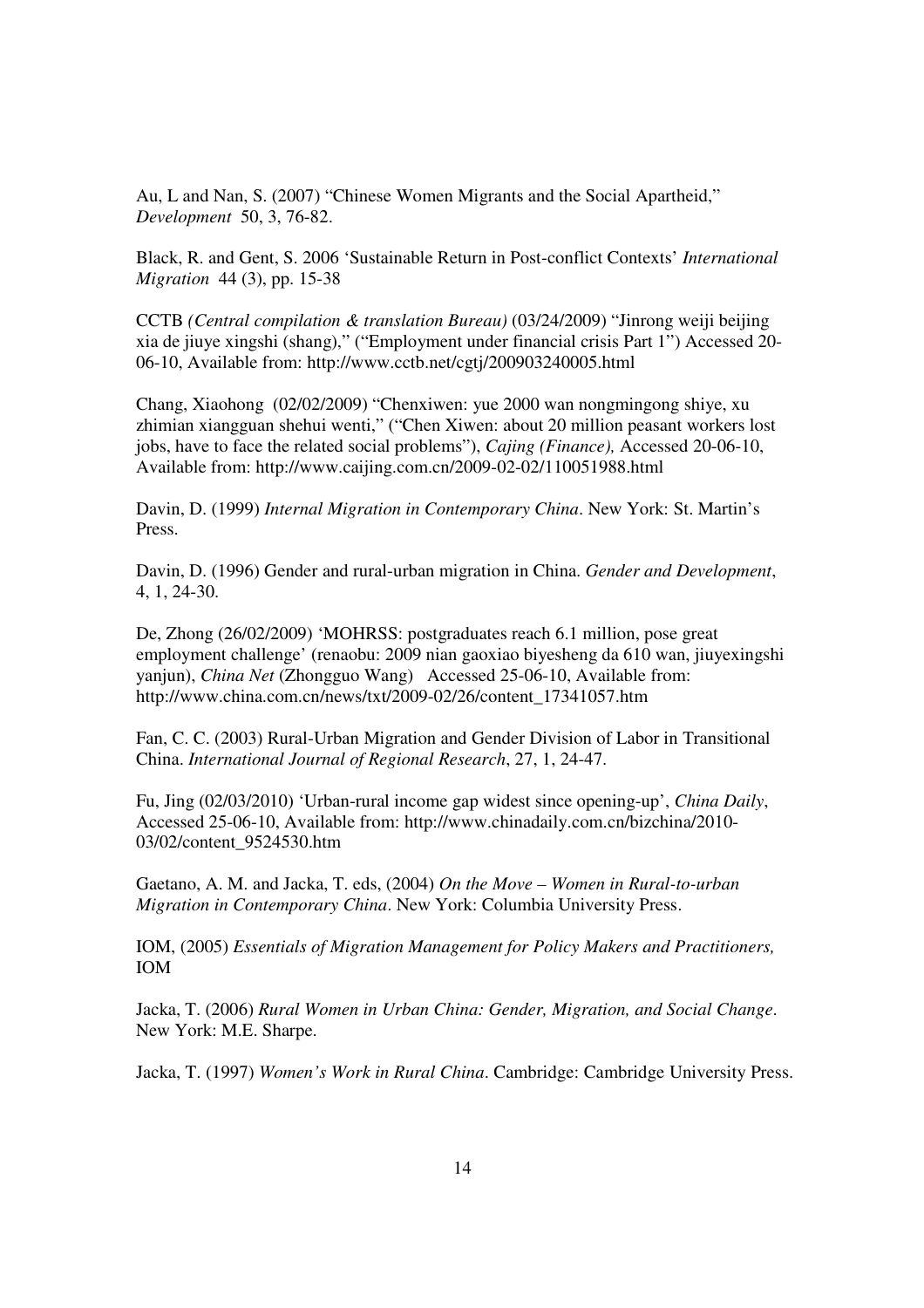Au, L and Nan, S. (2007) "Chinese Women Migrants and the Social Apartheid," *Development* 50, 3, 76-82.

Black, R. and Gent, S. 2006 'Sustainable Return in Post-conflict Contexts' *International Migration* 44 (3), pp. 15-38

CCTB *(Central compilation & translation Bureau)* (03/24/2009) "Jinrong weiji beijing xia de jiuye xingshi (shang)," ("Employment under financial crisis Part 1") Accessed 20-06-10, Available from: http://www.cctb.net/cgtj/200903240005.html

Chang, Xiaohong (02/02/2009) "Chenxiwen: yue 2000 wan nongmingong shiye, xu zhimian xiangguan shehui wenti," ("Chen Xiwen: about 20 million peasant workers lost jobs, have to face the related social problems"), *Cajing (Finance),* Accessed 20-06-10, Available from: http://www.caijing.com.cn/2009-02-02/110051988.html

Davin, D. (1999) *Internal Migration in Contemporary China*. New York: St. Martin's Press.

Davin, D. (1996) Gender and rural-urban migration in China. *Gender and Development*, 4, 1, 24-30.

De, Zhong (26/02/2009) 'MOHRSS: postgraduates reach 6.1 million, pose great employment challenge' (renaobu: 2009 nian gaoxiao biyesheng da 610 wan, jiuyexingshi yanjun), *China Net* (Zhongguo Wang) Accessed 25-06-10, Available from: http://www.china.com.cn/news/txt/2009-02/26/content_17341057.htm

Fan, C. C. (2003) Rural-Urban Migration and Gender Division of Labor in Transitional China. *International Journal of Regional Research*, 27, 1, 24-47.

Fu, Jing (02/03/2010) 'Urban-rural income gap widest since opening-up', *China Daily*, Accessed 25-06-10, Available from: http://www.chinadaily.com.cn/bizchina/2010-03/02/content_9524530.htm

Gaetano, A. M. and Jacka, T. eds, (2004) *On the Move – Women in Rural-to-urban Migration in Contemporary China*. New York: Columbia University Press.

IOM, (2005) *Essentials of Migration Management for Policy Makers and Practitioners,* IOM

Jacka, T. (2006) *Rural Women in Urban China: Gender, Migration, and Social Change*. New York: M.E. Sharpe.

Jacka, T. (1997) *Women's Work in Rural China*. Cambridge: Cambridge University Press.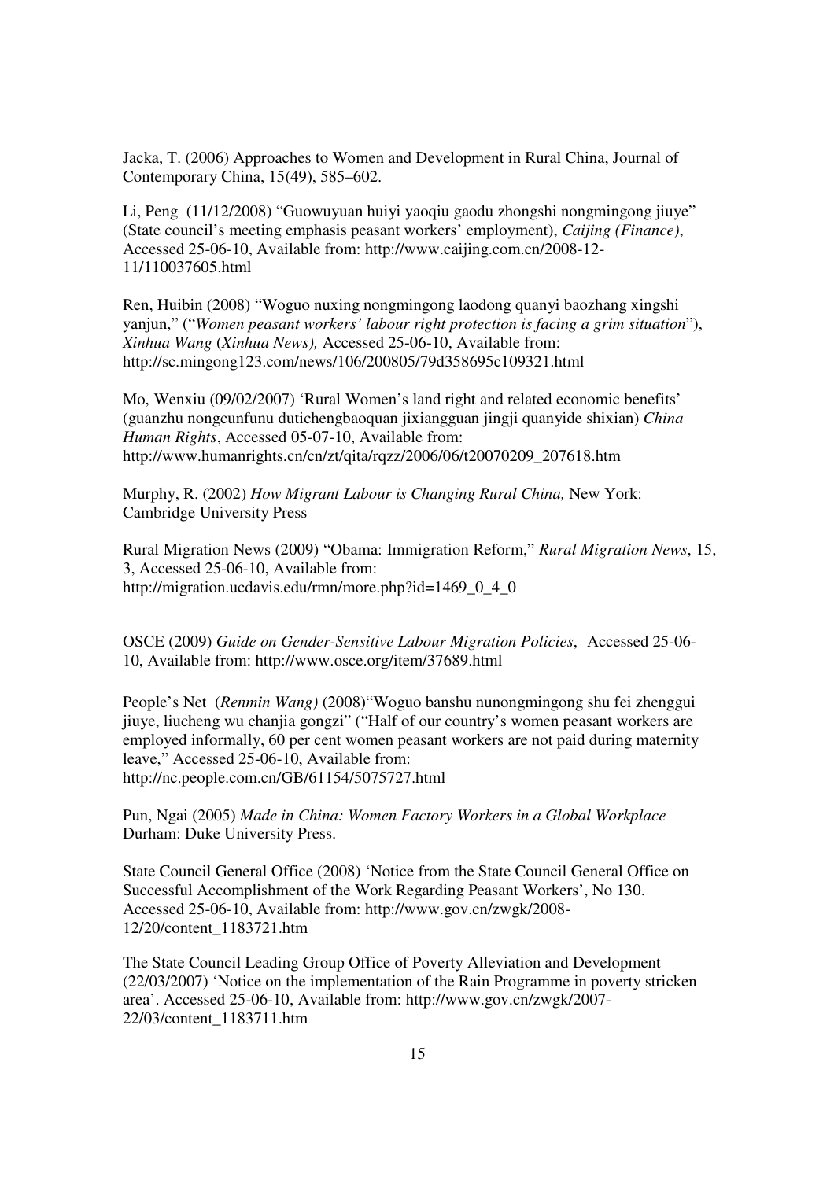Jacka, T. (2006) Approaches to Women and Development in Rural China, Journal of Contemporary China, 15(49), 585–602.

Li, Peng (11/12/2008) "Guowuyuan huiyi yaoqiu gaodu zhongshi nongmingong jiuye" (State council's meeting emphasis peasant workers' employment), *Caijing (Finance)*, Accessed 25-06-10, Available from: http://www.caijing.com.cn/2008-12-11/110037605.html

Ren, Huibin (2008) "Woguo nuxing nongmingong laodong quanyi baozhang xingshi yanjun," ("*Women peasant workers' labour right protection is facing a grim situation*"), *Xinhua Wang* (*Xinhua News),* Accessed 25-06-10, Available from: http://sc.mingong123.com/news/106/200805/79d358695c109321.html

Mo, Wenxiu (09/02/2007) 'Rural Women's land right and related economic benefits' (guanzhu nongcunfunu dutichengbaoquan jixiangguan jingji quanyide shixian) *China Human Rights*, Accessed 05-07-10, Available from: http://www.humanrights.cn/cn/zt/qita/rqzz/2006/06/t20070209_207618.htm

Murphy, R. (2002) *How Migrant Labour is Changing Rural China,* New York: Cambridge University Press

Rural Migration News (2009) "Obama: Immigration Reform," *Rural Migration News*, 15, 3, Accessed 25-06-10, Available from: http://migration.ucdavis.edu/rmn/more.php?id=1469_0_4_0

OSCE (2009) *Guide on Gender-Sensitive Labour Migration Policies*, Accessed 25-06-10, Available from: http://www.osce.org/item/37689.html

People's Net (*Renmin Wang)* (2008)"Woguo banshu nunongmingong shu fei zhenggui jiuye, liucheng wu chanjia gongzi" ("Half of our country's women peasant workers are employed informally, 60 per cent women peasant workers are not paid during maternity leave," Accessed 25-06-10, Available from: http://nc.people.com.cn/GB/61154/5075727.html

Pun, Ngai (2005) *Made in China: Women Factory Workers in a Global Workplace* Durham: Duke University Press.

State Council General Office (2008) 'Notice from the State Council General Office on Successful Accomplishment of the Work Regarding Peasant Workers', No 130. Accessed 25-06-10, Available from: http://www.gov.cn/zwgk/2008-12/20/content_1183721.htm

The State Council Leading Group Office of Poverty Alleviation and Development (22/03/2007) 'Notice on the implementation of the Rain Programme in poverty stricken area'. Accessed 25-06-10, Available from: http://www.gov.cn/zwgk/2007-22/03/content_1183711.htm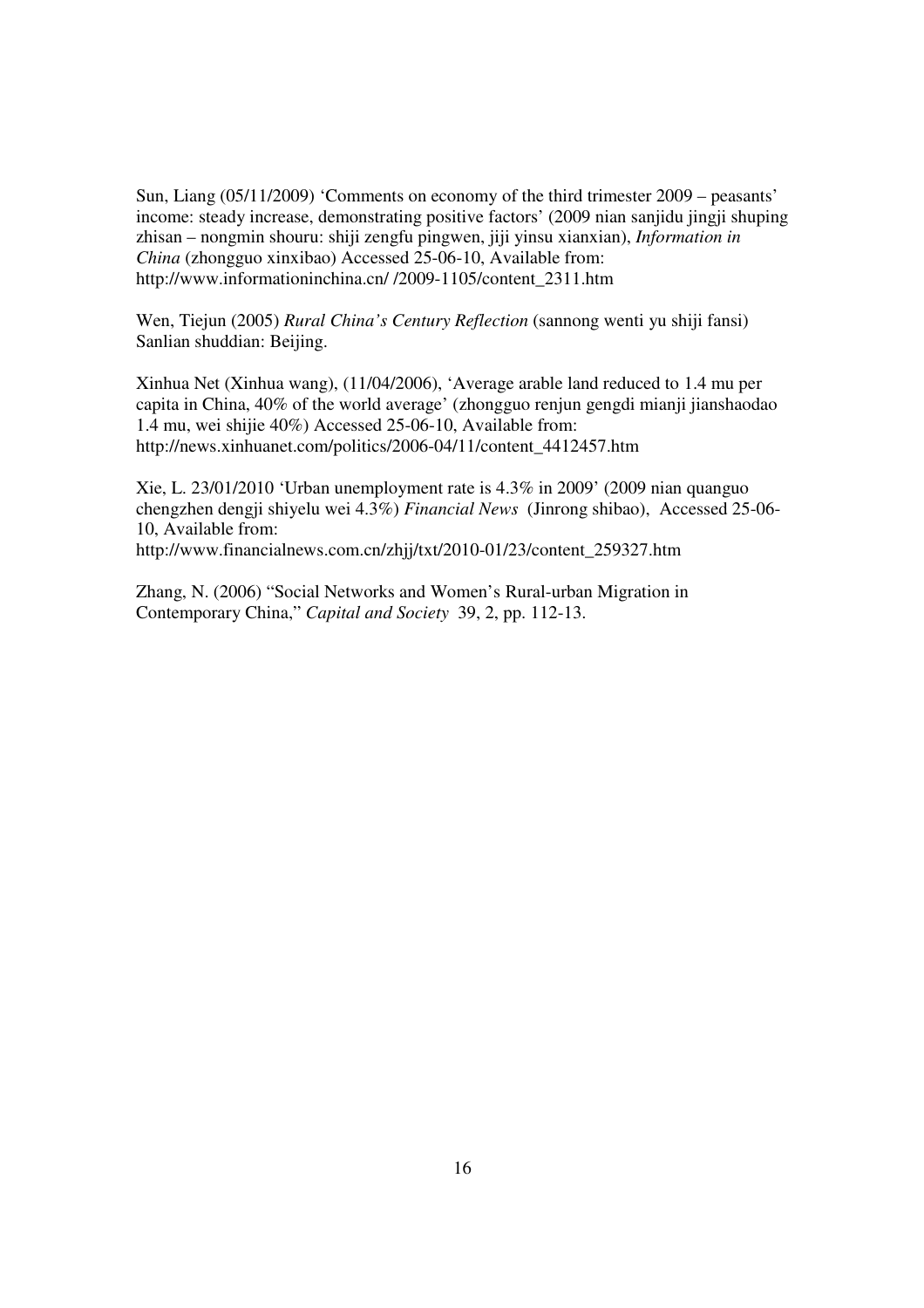Sun, Liang (05/11/2009) 'Comments on economy of the third trimester 2009 – peasants' income: steady increase, demonstrating positive factors' (2009 nian sanjidu jingji shuping zhisan – nongmin shouru: shiji zengfu pingwen, jiji yinsu xianxian), *Information in China* (zhongguo xinxibao) Accessed 25-06-10, Available from: http://www.informationinchina.cn/ /2009-1105/content_2311.htm

Wen, Tiejun (2005) *Rural China's Century Reflection* (sannong wenti yu shiji fansi) Sanlian shuddian: Beijing.

Xinhua Net (Xinhua wang), (11/04/2006), 'Average arable land reduced to 1.4 mu per capita in China, 40% of the world average' (zhongguo renjun gengdi mianji jianshaodao 1.4 mu, wei shijie 40%) Accessed 25-06-10, Available from: http://news.xinhuanet.com/politics/2006-04/11/content_4412457.htm

Xie, L. 23/01/2010 'Urban unemployment rate is 4.3% in 2009' (2009 nian quanguo chengzhen dengji shiyelu wei 4.3%) *Financial News* (Jinrong shibao), Accessed 25-06-10, Available from: http://www.financialnews.com.cn/zhjj/txt/2010-01/23/content_259327.htm

Zhang, N. (2006) "Social Networks and Women's Rural-urban Migration in Contemporary China," *Capital and Society* 39, 2, pp. 112-13.